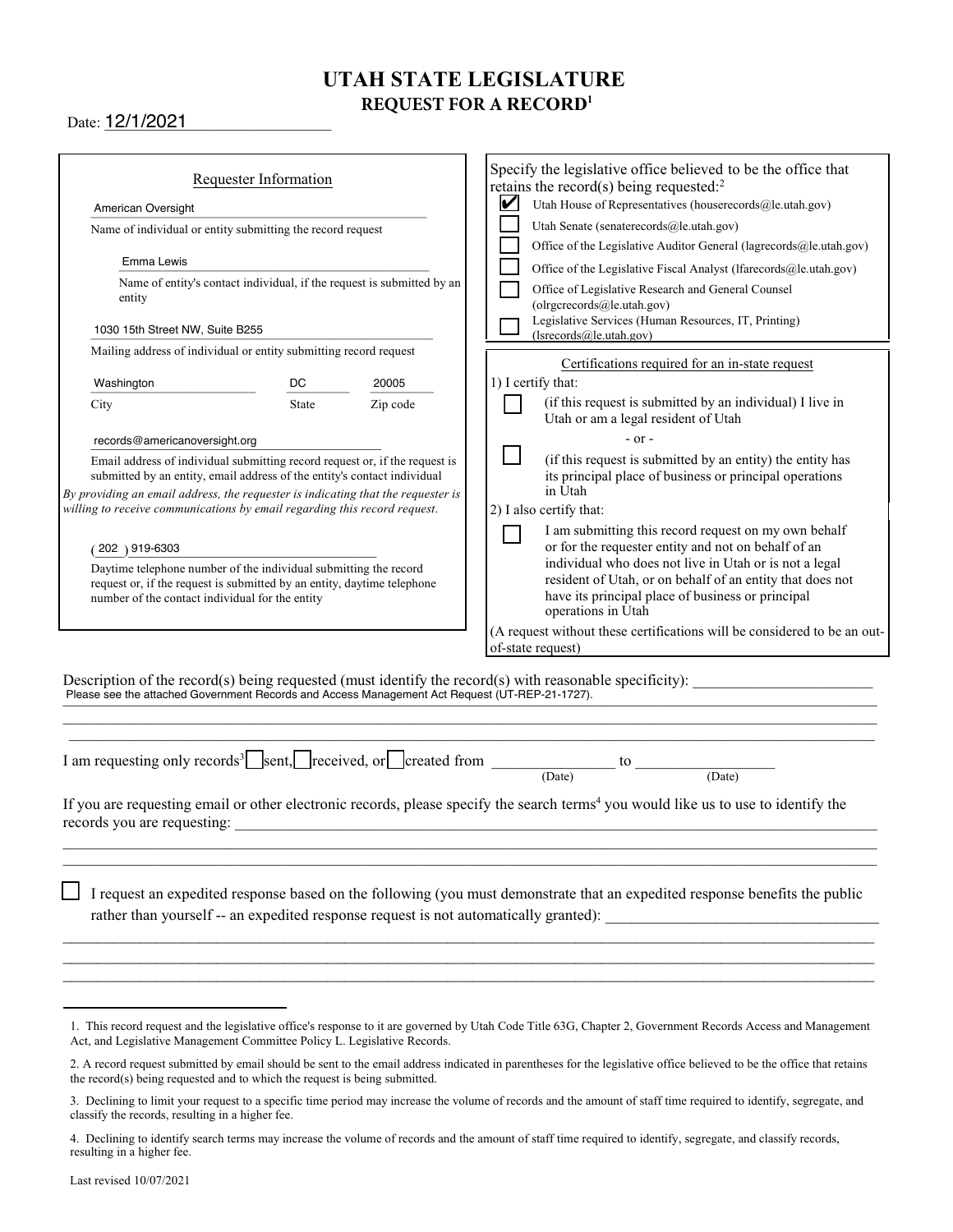# UTAH STATE LEGISLATURE

## REQUEST FOR A RECORD[1]

Date: 12/1/2021

### Requester Information

American Oversight
Name of individual or entity submitting the record request

Emma Lewis
Name of entity's contact individual, if the request is submitted by an entity

1030 15th Street NW, Suite B255
Mailing address of individual or entity submitting record request

| Washington | DC | 20005 |
|---|---|---|
| City | State | Zip code |

records@americanoversight.org
Email address of individual submitting record request or, if the request is submitted by an entity, email address of the entity's contact individual

*By providing an email address, the requester is indicating that the requester is willing to receive communications by email regarding this record request.*

(202) 919-6303
Daytime telephone number of the individual submitting the record request or, if the request is submitted by an entity, daytime telephone number of the contact individual for the entity

Specify the legislative office believed to be the office that retains the record(s) being requested:[2]

- [x] Utah House of Representatives (houserecords@le.utah.gov)
- [ ] Utah Senate (senaterecords@le.utah.gov)
- [ ] Office of the Legislative Auditor General (lagrecords@le.utah.gov)
- [ ] Office of the Legislative Fiscal Analyst (lfarecords@le.utah.gov)
- [ ] Office of Legislative Research and General Counsel (olrgcrecords@le.utah.gov)
- [ ] Legislative Services (Human Resources, IT, Printing) (lsrecords@le.utah.gov)

### Certifications required for an in-state request

1) I certify that:

- [ ] (if this request is submitted by an individual) I live in Utah or am a legal resident of Utah

- or -

- [ ] (if this request is submitted by an entity) the entity has its principal place of business or principal operations in Utah

2) I also certify that:

- [ ] I am submitting this record request on my own behalf or for the requester entity and not on behalf of an individual who does not live in Utah or is not a legal resident of Utah, or on behalf of an entity that does not have its principal place of business or principal operations in Utah

(A request without these certifications will be considered to be an out-of-state request)

Description of the record(s) being requested (must identify the record(s) with reasonable specificity):
Please see the attached Government Records and Access Management Act Request (UT-REP-21-1727).

I am requesting only records[3] ☐ sent, ☐ received, or ☐ created from ________ (Date) to ________ (Date)

If you are requesting email or other electronic records, please specify the search terms[4] you would like us to use to identify the records you are requesting: ________

- [ ] I request an expedited response based on the following (you must demonstrate that an expedited response benefits the public rather than yourself -- an expedited response request is not automatically granted): ________

---

1. This record request and the legislative office's response to it are governed by Utah Code Title 63G, Chapter 2, Government Records Access and Management Act, and Legislative Management Committee Policy L. Legislative Records.

2. A record request submitted by email should be sent to the email address indicated in parentheses for the legislative office believed to be the office that retains the record(s) being requested and to which the request is being submitted.

3. Declining to limit your request to a specific time period may increase the volume of records and the amount of staff time required to identify, segregate, and classify the records, resulting in a higher fee.

4. Declining to identify search terms may increase the volume of records and the amount of staff time required to identify, segregate, and classify records, resulting in a higher fee.

Last revised 10/07/2021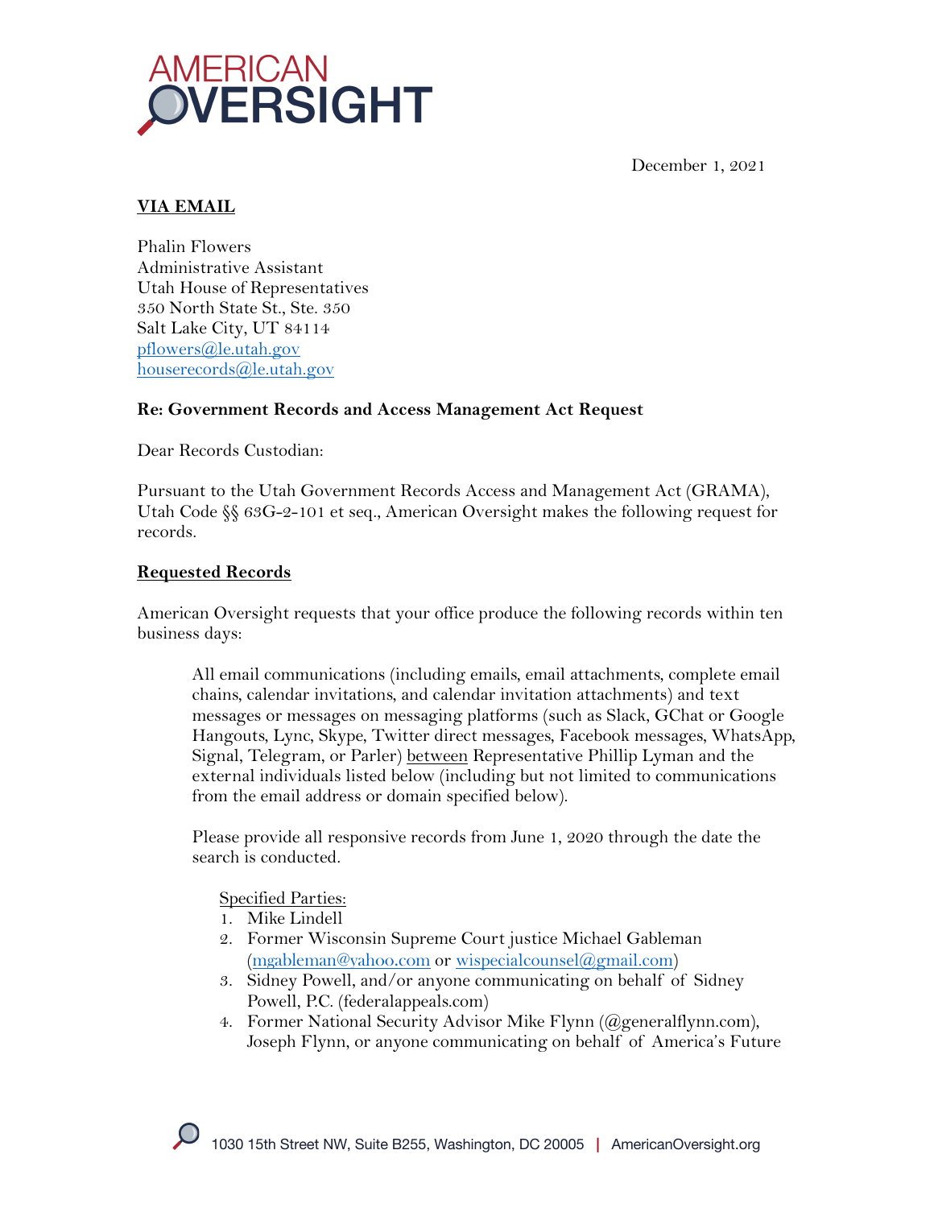December 1, 2021

**VIA EMAIL**

Phalin Flowers
Administrative Assistant
Utah House of Representatives
350 North State St., Ste. 350
Salt Lake City, UT 84114
pflowers@le.utah.gov
houserecords@le.utah.gov

**Re: Government Records and Access Management Act Request**

Dear Records Custodian:

Pursuant to the Utah Government Records Access and Management Act (GRAMA), Utah Code §§ 63G-2-101 et seq., American Oversight makes the following request for records.

**Requested Records**

American Oversight requests that your office produce the following records within ten business days:

> All email communications (including emails, email attachments, complete email chains, calendar invitations, and calendar invitation attachments) and text messages or messages on messaging platforms (such as Slack, GChat or Google Hangouts, Lync, Skype, Twitter direct messages, Facebook messages, WhatsApp, Signal, Telegram, or Parler) between Representative Phillip Lyman and the external individuals listed below (including but not limited to communications from the email address or domain specified below).
>
> Please provide all responsive records from June 1, 2020 through the date the search is conducted.
>
> Specified Parties:
> 1. Mike Lindell
> 2. Former Wisconsin Supreme Court justice Michael Gableman (mgableman@yahoo.com or wispecialcounsel@gmail.com)
> 3. Sidney Powell, and/or anyone communicating on behalf of Sidney Powell, P.C. (federalappeals.com)
> 4. Former National Security Advisor Mike Flynn (@generalflynn.com), Joseph Flynn, or anyone communicating on behalf of America's Future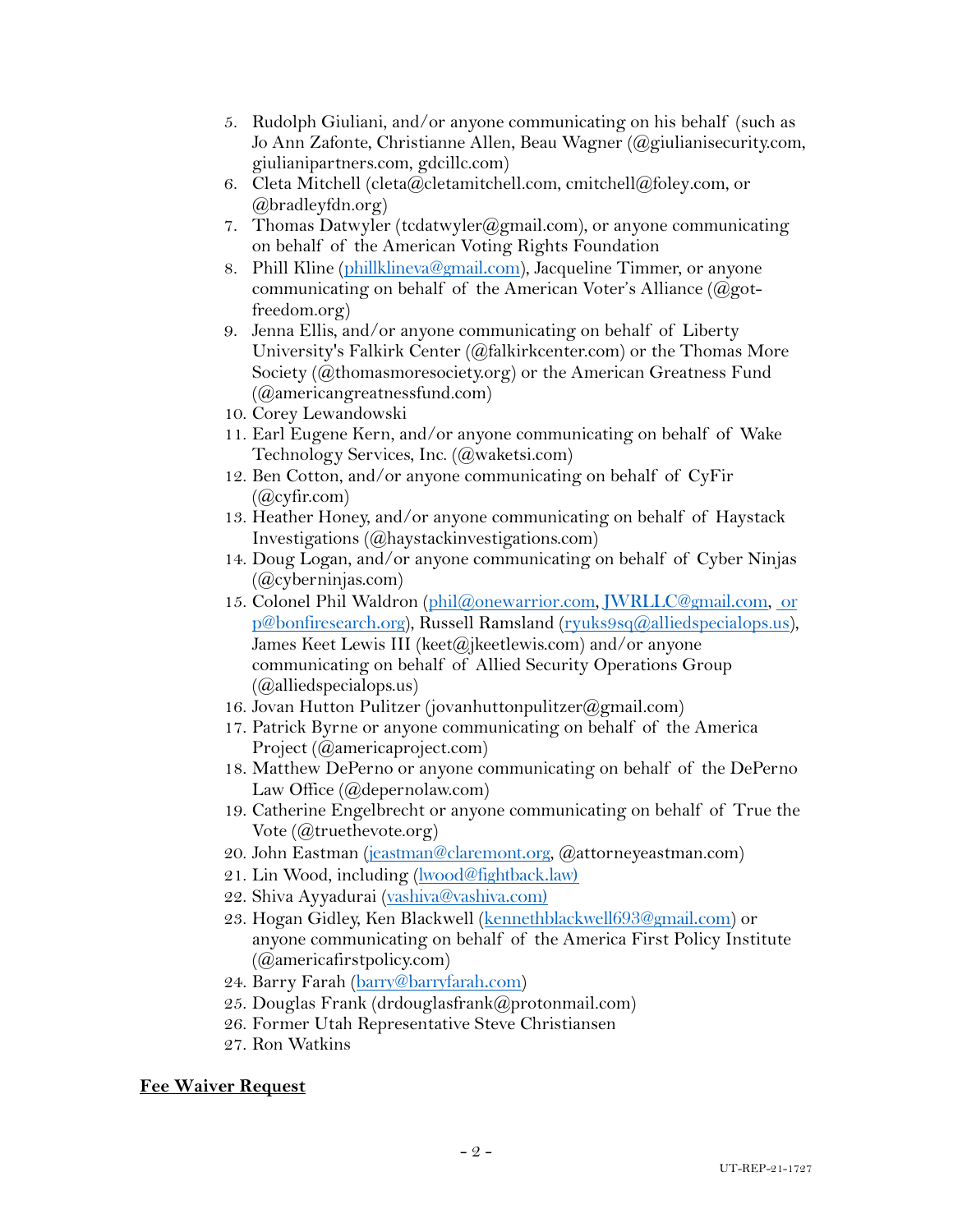5. Rudolph Giuliani, and/or anyone communicating on his behalf (such as Jo Ann Zafonte, Christianne Allen, Beau Wagner (@giulianisecurity.com, giulianipartners.com, gdcillc.com)
6. Cleta Mitchell (cleta@cletamitchell.com, cmitchell@foley.com, or @bradleyfdn.org)
7. Thomas Datwyler (tcdatwyler@gmail.com), or anyone communicating on behalf of the American Voting Rights Foundation
8. Phill Kline (phillklineva@gmail.com), Jacqueline Timmer, or anyone communicating on behalf of the American Voter's Alliance (@got-freedom.org)
9. Jenna Ellis, and/or anyone communicating on behalf of Liberty University's Falkirk Center (@falkirkcenter.com) or the Thomas More Society (@thomasmoresociety.org) or the American Greatness Fund (@americangreatnessfund.com)
10. Corey Lewandowski
11. Earl Eugene Kern, and/or anyone communicating on behalf of Wake Technology Services, Inc. (@waketsi.com)
12. Ben Cotton, and/or anyone communicating on behalf of CyFir (@cyfir.com)
13. Heather Honey, and/or anyone communicating on behalf of Haystack Investigations (@haystackinvestigations.com)
14. Doug Logan, and/or anyone communicating on behalf of Cyber Ninjas (@cyberninjas.com)
15. Colonel Phil Waldron (phil@onewarrior.com, JWRLLC@gmail.com, or p@bonfiresearch.org), Russell Ramsland (ryuks9sq@alliedspecialops.us), James Keet Lewis III (keet@jkeetlewis.com) and/or anyone communicating on behalf of Allied Security Operations Group (@alliedspecialops.us)
16. Jovan Hutton Pulitzer (jovanhuttonpulitzer@gmail.com)
17. Patrick Byrne or anyone communicating on behalf of the America Project (@americaproject.com)
18. Matthew DePerno or anyone communicating on behalf of the DePerno Law Office (@depernolaw.com)
19. Catherine Engelbrecht or anyone communicating on behalf of True the Vote (@truethevote.org)
20. John Eastman (jeastman@claremont.org, @attorneyeastman.com)
21. Lin Wood, including (lwood@fightback.law)
22. Shiva Ayyadurai (vashiva@vashiva.com)
23. Hogan Gidley, Ken Blackwell (kennethblackwell693@gmail.com) or anyone communicating on behalf of the America First Policy Institute (@americafirstpolicy.com)
24. Barry Farah (barry@barryfarah.com)
25. Douglas Frank (drdouglasfrank@protonmail.com)
26. Former Utah Representative Steve Christiansen
27. Ron Watkins

**Fee Waiver Request**

UT-REP-21-1727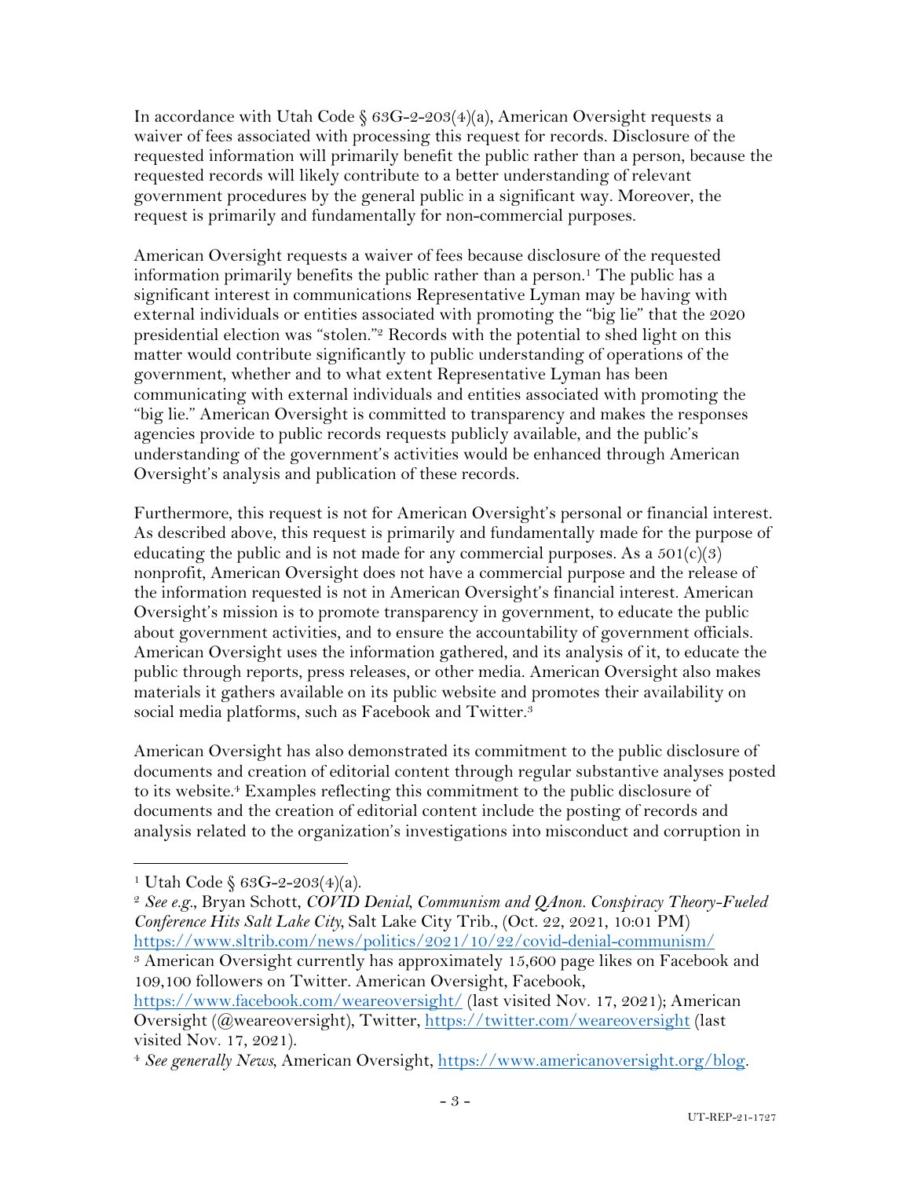In accordance with Utah Code § 63G-2-203(4)(a), American Oversight requests a waiver of fees associated with processing this request for records. Disclosure of the requested information will primarily benefit the public rather than a person, because the requested records will likely contribute to a better understanding of relevant government procedures by the general public in a significant way. Moreover, the request is primarily and fundamentally for non-commercial purposes.

American Oversight requests a waiver of fees because disclosure of the requested information primarily benefits the public rather than a person.[1] The public has a significant interest in communications Representative Lyman may be having with external individuals or entities associated with promoting the "big lie" that the 2020 presidential election was "stolen."[2] Records with the potential to shed light on this matter would contribute significantly to public understanding of operations of the government, whether and to what extent Representative Lyman has been communicating with external individuals and entities associated with promoting the "big lie." American Oversight is committed to transparency and makes the responses agencies provide to public records requests publicly available, and the public's understanding of the government's activities would be enhanced through American Oversight's analysis and publication of these records.

Furthermore, this request is not for American Oversight's personal or financial interest. As described above, this request is primarily and fundamentally made for the purpose of educating the public and is not made for any commercial purposes. As a 501(c)(3) nonprofit, American Oversight does not have a commercial purpose and the release of the information requested is not in American Oversight's financial interest. American Oversight's mission is to promote transparency in government, to educate the public about government activities, and to ensure the accountability of government officials. American Oversight uses the information gathered, and its analysis of it, to educate the public through reports, press releases, or other media. American Oversight also makes materials it gathers available on its public website and promotes their availability on social media platforms, such as Facebook and Twitter.[3]

American Oversight has also demonstrated its commitment to the public disclosure of documents and creation of editorial content through regular substantive analyses posted to its website.[4] Examples reflecting this commitment to the public disclosure of documents and the creation of editorial content include the posting of records and analysis related to the organization's investigations into misconduct and corruption in

---

[1] Utah Code § 63G-2-203(4)(a).

[2] *See e.g.*, Bryan Schott, *COVID Denial, Communism and QAnon. Conspiracy Theory-Fueled Conference Hits Salt Lake City*, Salt Lake City Trib., (Oct. 22, 2021, 10:01 PM) https://www.sltrib.com/news/politics/2021/10/22/covid-denial-communism/

[3] American Oversight currently has approximately 15,600 page likes on Facebook and 109,100 followers on Twitter. American Oversight, Facebook, https://www.facebook.com/weareoversight/ (last visited Nov. 17, 2021); American Oversight (@weareoversight), Twitter, https://twitter.com/weareoversight (last visited Nov. 17, 2021).

[4] *See generally News*, American Oversight, https://www.americanoversight.org/blog.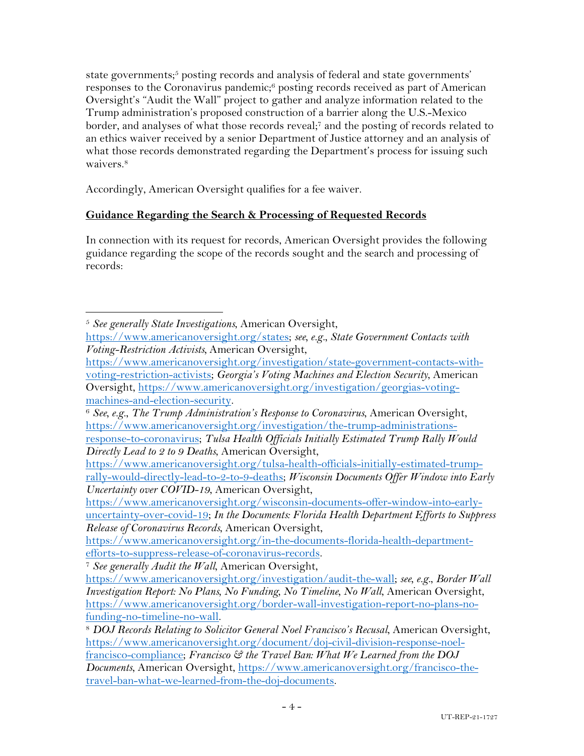state governments;[5] posting records and analysis of federal and state governments' responses to the Coronavirus pandemic;[6] posting records received as part of American Oversight's "Audit the Wall" project to gather and analyze information related to the Trump administration's proposed construction of a barrier along the U.S.-Mexico border, and analyses of what those records reveal;[7] and the posting of records related to an ethics waiver received by a senior Department of Justice attorney and an analysis of what those records demonstrated regarding the Department's process for issuing such waivers.[8]

Accordingly, American Oversight qualifies for a fee waiver.

**Guidance Regarding the Search & Processing of Requested Records**

In connection with its request for records, American Oversight provides the following guidance regarding the scope of the records sought and the search and processing of records:

---

[5] *See generally State Investigations*, American Oversight, https://www.americanoversight.org/states; *see, e.g.*, *State Government Contacts with Voting-Restriction Activists*, American Oversight, https://www.americanoversight.org/investigation/state-government-contacts-with-voting-restriction-activists; *Georgia's Voting Machines and Election Security*, American Oversight, https://www.americanoversight.org/investigation/georgias-voting-machines-and-election-security.

[6] *See, e.g.*, *The Trump Administration's Response to Coronavirus*, American Oversight, https://www.americanoversight.org/investigation/the-trump-administrations-response-to-coronavirus; *Tulsa Health Officials Initially Estimated Trump Rally Would Directly Lead to 2 to 9 Deaths*, American Oversight, https://www.americanoversight.org/tulsa-health-officials-initially-estimated-trump-rally-would-directly-lead-to-2-to-9-deaths; *Wisconsin Documents Offer Window into Early Uncertainty over COVID-19*, American Oversight, https://www.americanoversight.org/wisconsin-documents-offer-window-into-early-uncertainty-over-covid-19; *In the Documents: Florida Health Department Efforts to Suppress Release of Coronavirus Records*, American Oversight, https://www.americanoversight.org/in-the-documents-florida-health-department-efforts-to-suppress-release-of-coronavirus-records.

[7] *See generally Audit the Wall*, American Oversight, https://www.americanoversight.org/investigation/audit-the-wall; *see, e.g.*, *Border Wall Investigation Report: No Plans, No Funding, No Timeline, No Wall*, American Oversight, https://www.americanoversight.org/border-wall-investigation-report-no-plans-no-funding-no-timeline-no-wall.

[8] *DOJ Records Relating to Solicitor General Noel Francisco's Recusal*, American Oversight, https://www.americanoversight.org/document/doj-civil-division-response-noel-francisco-compliance; *Francisco & the Travel Ban: What We Learned from the DOJ Documents*, American Oversight, https://www.americanoversight.org/francisco-the-travel-ban-what-we-learned-from-the-doj-documents.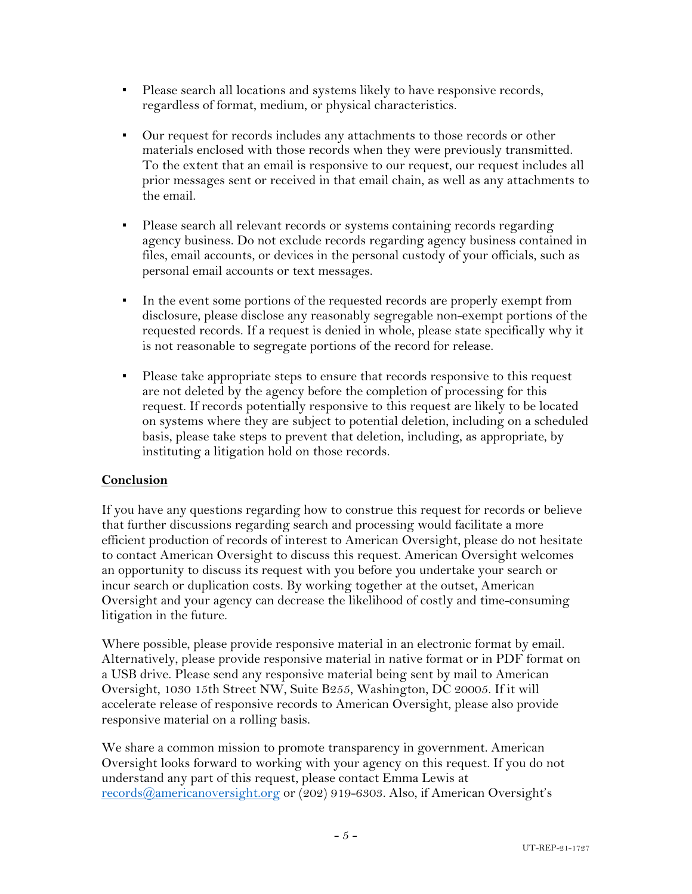- Please search all locations and systems likely to have responsive records, regardless of format, medium, or physical characteristics.

- Our request for records includes any attachments to those records or other materials enclosed with those records when they were previously transmitted. To the extent that an email is responsive to our request, our request includes all prior messages sent or received in that email chain, as well as any attachments to the email.

- Please search all relevant records or systems containing records regarding agency business. Do not exclude records regarding agency business contained in files, email accounts, or devices in the personal custody of your officials, such as personal email accounts or text messages.

- In the event some portions of the requested records are properly exempt from disclosure, please disclose any reasonably segregable non-exempt portions of the requested records. If a request is denied in whole, please state specifically why it is not reasonable to segregate portions of the record for release.

- Please take appropriate steps to ensure that records responsive to this request are not deleted by the agency before the completion of processing for this request. If records potentially responsive to this request are likely to be located on systems where they are subject to potential deletion, including on a scheduled basis, please take steps to prevent that deletion, including, as appropriate, by instituting a litigation hold on those records.

## Conclusion

If you have any questions regarding how to construe this request for records or believe that further discussions regarding search and processing would facilitate a more efficient production of records of interest to American Oversight, please do not hesitate to contact American Oversight to discuss this request. American Oversight welcomes an opportunity to discuss its request with you before you undertake your search or incur search or duplication costs. By working together at the outset, American Oversight and your agency can decrease the likelihood of costly and time-consuming litigation in the future.

Where possible, please provide responsive material in an electronic format by email. Alternatively, please provide responsive material in native format or in PDF format on a USB drive. Please send any responsive material being sent by mail to American Oversight, 1030 15th Street NW, Suite B255, Washington, DC 20005. If it will accelerate release of responsive records to American Oversight, please also provide responsive material on a rolling basis.

We share a common mission to promote transparency in government. American Oversight looks forward to working with your agency on this request. If you do not understand any part of this request, please contact Emma Lewis at records@americanoversight.org or (202) 919-6303. Also, if American Oversight's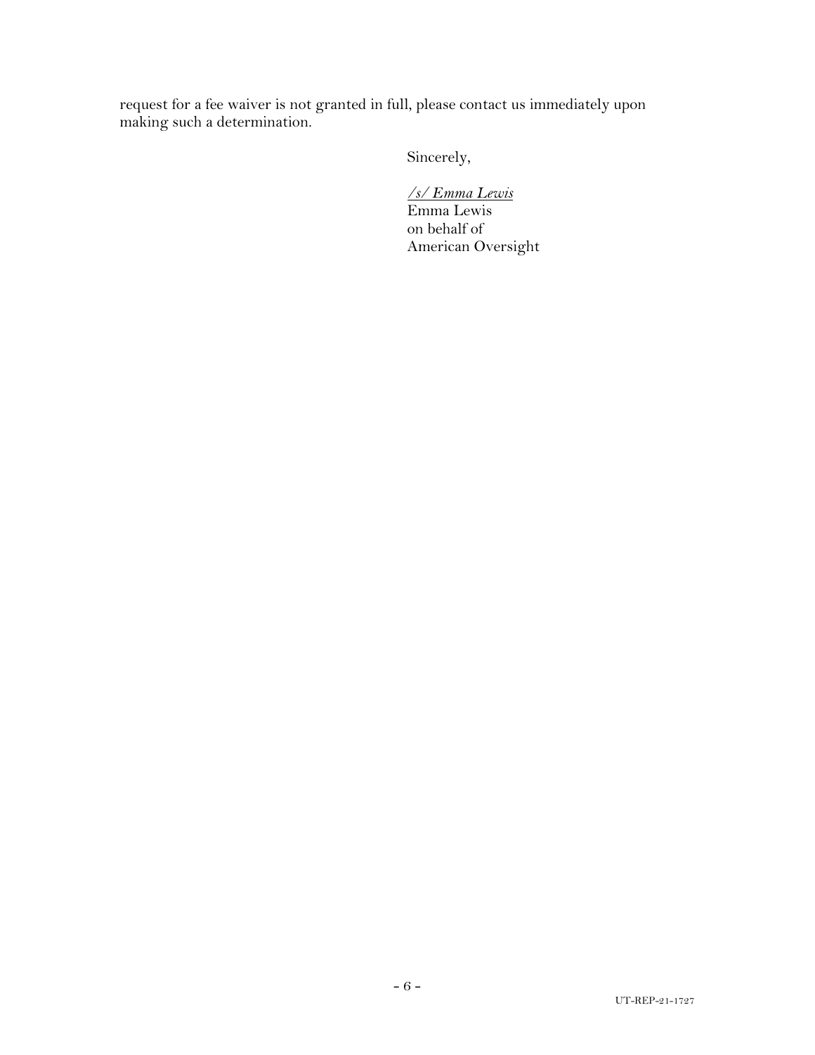request for a fee waiver is not granted in full, please contact us immediately upon making such a determination.

Sincerely,

*/s/ Emma Lewis*
Emma Lewis
on behalf of
American Oversight